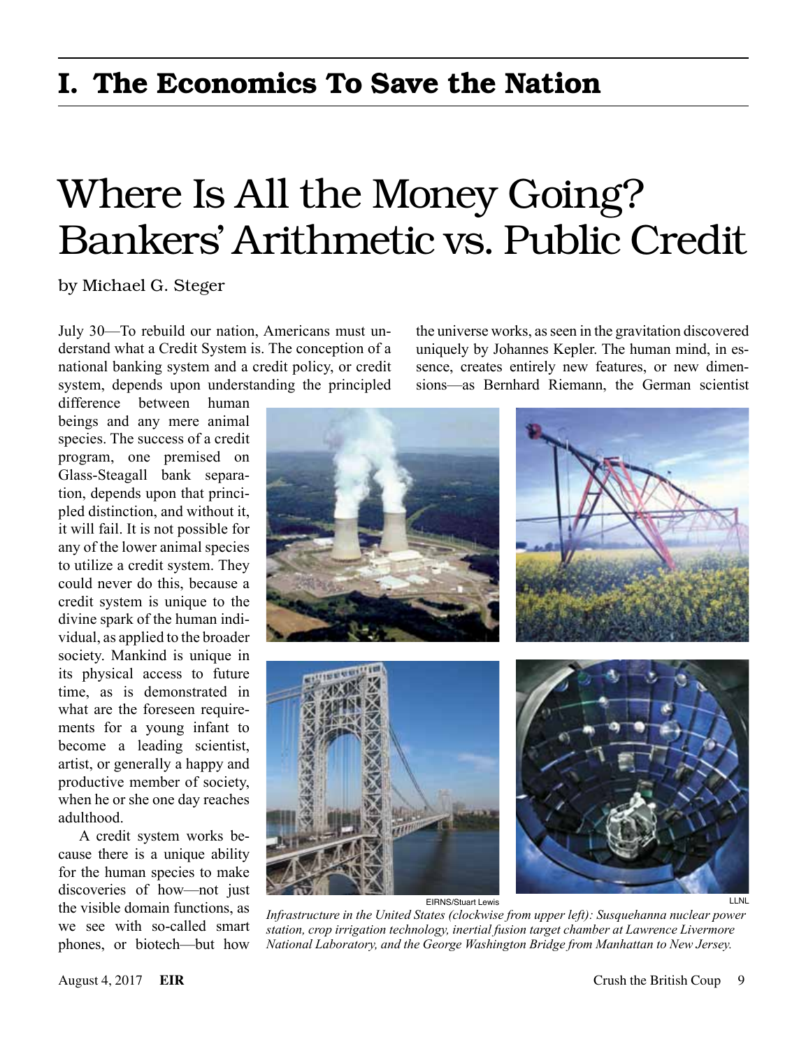# I. The Economics To Save the Nation

## Where Is All the Money Going? Bankers' Arithmetic vs. Public Credit

by Michael G. Steger

July 30—To rebuild our nation, Americans must understand what a Credit System is. The conception of a national banking system and a credit policy, or credit system, depends upon understanding the principled difference between human beings and any mere animal species. The success of a credit program, one premised on Glass-Steagall bank separation, depends upon that principled distinction, and without it, it will fail. It is not possible for any of the lower animal species to utilize a credit system. They could never do this, because a credit system is unique to the divine spark of the human individual, as applied to the broader society. Mankind is unique in its physical access to future time, as is demonstrated in what are the foreseen requirements for a young infant to become a leading scientist, artist, or generally a happy and productive member of society, when he or she one day reaches adulthood.

A credit system works because there is a unique ability for the human species to make discoveries of how—not just the visible domain functions, as we see with so-called smart phones, or biotech—but how the universe works, as seen in the gravitation discovered uniquely by Johannes Kepler. The human mind, in essence, creates entirely new features, or new dimensions—as Bernhard Riemann, the German scientist

EIRNS/Stuart Lewis LLNL

*Infrastructure in the United States (clockwise from upper left): Susquehanna nuclear power station, crop irrigation technology, inertial fusion target chamber at Lawrence Livermore National Laboratory, and the George Washington Bridge from Manhattan to New Jersey.*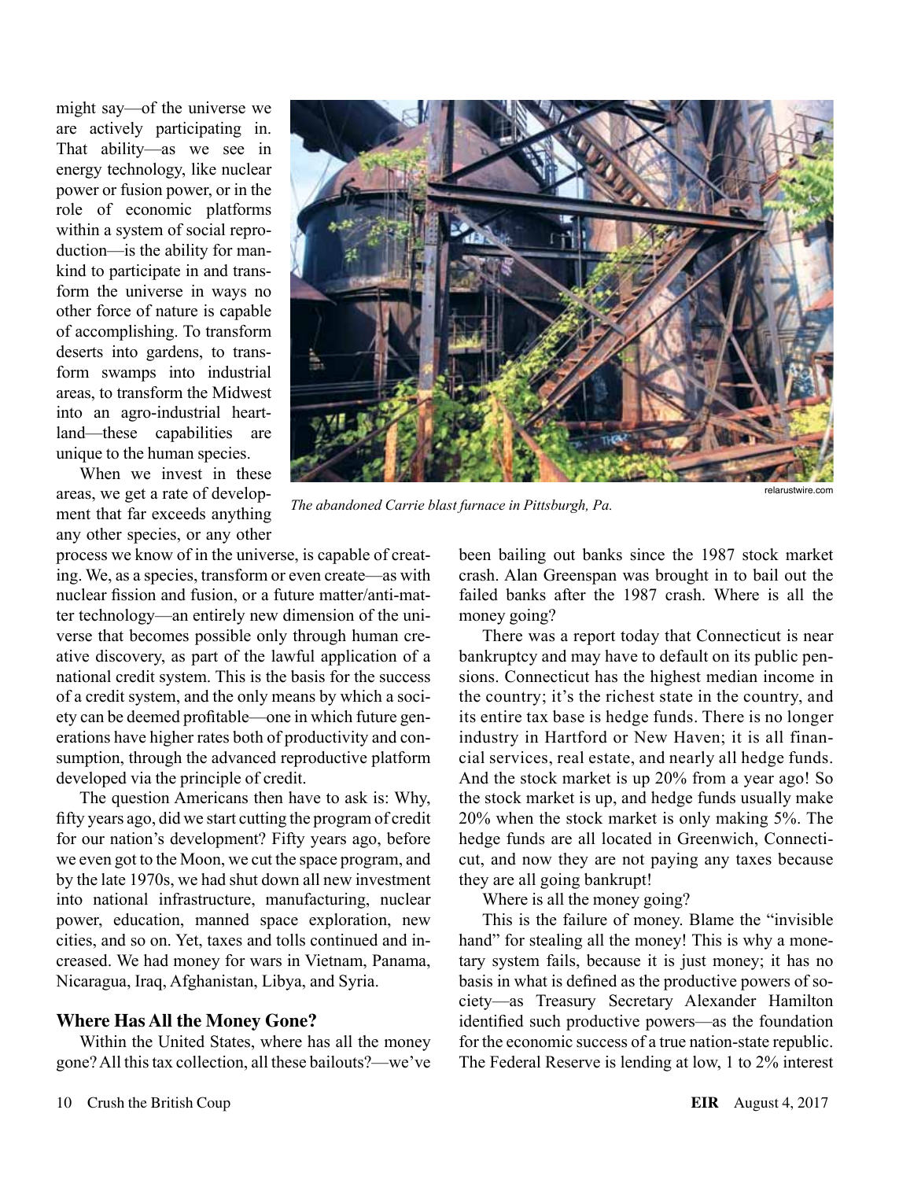might say—of the universe we are actively participating in. That ability—as we see in energy technology, like nuclear power or fusion power, or in the role of economic platforms within a system of social reproduction—is the ability for mankind to participate in and transform the universe in ways no other force of nature is capable of accomplishing. To transform deserts into gardens, to transform swamps into industrial areas, to transform the Midwest into an agro-industrial heartland—these capabilities are unique to the human species.

When we invest in these areas, we get a rate of development that far exceeds anything any other species, or any other process we know of in the universe, is capable of creating. We, as a species, transform or even create—as with nuclear fission and fusion, or a future matter/anti-matter technology—an entirely new dimension of the universe that becomes possible only through human creative discovery, as part of the lawful application of a national credit system. This is the basis for the success of a credit system, and the only means by which a society can be deemed profitable—one in which future generations have higher rates both of productivity and consumption, through the advanced reproductive platform developed via the principle of credit.

relarustwire.com

*The abandoned Carrie blast furnace in Pittsburgh, Pa.*

The question Americans then have to ask is: Why, fifty years ago, did we start cutting the program of credit for our nation's development? Fifty years ago, before we even got to the Moon, we cut the space program, and by the late 1970s, we had shut down all new investment into national infrastructure, manufacturing, nuclear power, education, manned space exploration, new cities, and so on. Yet, taxes and tolls continued and increased. We had money for wars in Vietnam, Panama, Nicaragua, Iraq, Afghanistan, Libya, and Syria.

## Where Has All the Money Gone?

Within the United States, where has all the money gone? All this tax collection, all these bailouts?—we've been bailing out banks since the 1987 stock market crash. Alan Greenspan was brought in to bail out the failed banks after the 1987 crash. Where is all the money going?

There was a report today that Connecticut is near bankruptcy and may have to default on its public pensions. Connecticut has the highest median income in the country; it's the richest state in the country, and its entire tax base is hedge funds. There is no longer industry in Hartford or New Haven; it is all financial services, real estate, and nearly all hedge funds. And the stock market is up 20% from a year ago! So the stock market is up, and hedge funds usually make 20% when the stock market is only making 5%. The hedge funds are all located in Greenwich, Connecticut, and now they are not paying any taxes because they are all going bankrupt!

Where is all the money going?

This is the failure of money. Blame the "invisible hand" for stealing all the money! This is why a monetary system fails, because it is just money; it has no basis in what is defined as the productive powers of society—as Treasury Secretary Alexander Hamilton identified such productive powers—as the foundation for the economic success of a true nation-state republic. The Federal Reserve is lending at low, 1 to 2% interest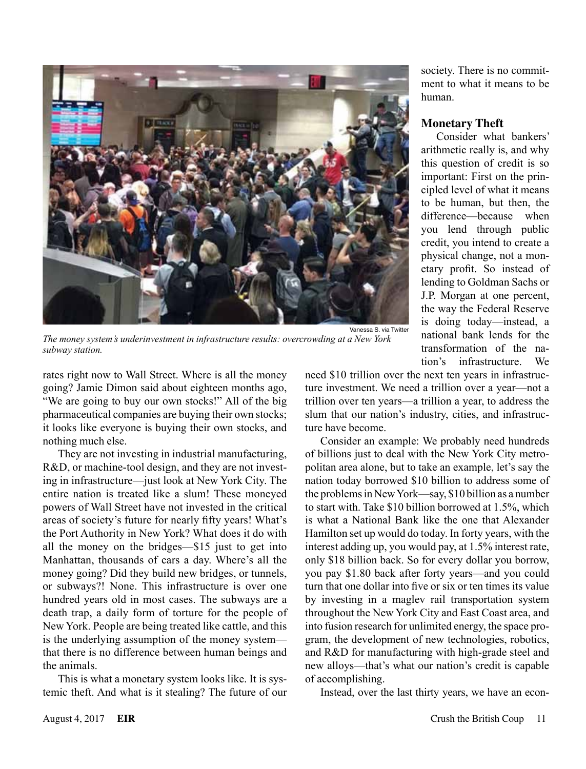*The money system's underinvestment in infrastructure results: overcrowding at a New York subway station.*

Vanessa S. via Twitter

rates right now to Wall Street. Where is all the money going? Jamie Dimon said about eighteen months ago, "We are going to buy our own stocks!" All of the big pharmaceutical companies are buying their own stocks; it looks like everyone is buying their own stocks, and nothing much else.

They are not investing in industrial manufacturing, R&D, or machine-tool design, and they are not investing in infrastructure—just look at New York City. The entire nation is treated like a slum! These moneyed powers of Wall Street have not invested in the critical areas of society's future for nearly fifty years! What's the Port Authority in New York? What does it do with all the money on the bridges—$15 just to get into Manhattan, thousands of cars a day. Where's all the money going? Did they build new bridges, or tunnels, or subways?! None. This infrastructure is over one hundred years old in most cases. The subways are a death trap, a daily form of torture for the people of New York. People are being treated like cattle, and this is the underlying assumption of the money system—that there is no difference between human beings and the animals.

This is what a monetary system looks like. It is systemic theft. And what is it stealing? The future of our society. There is no commitment to what it means to be human.

## Monetary Theft

Consider what bankers' arithmetic really is, and why this question of credit is so important: First on the principled level of what it means to be human, but then, the difference—because when you lend through public credit, you intend to create a physical change, not a monetary profit. So instead of lending to Goldman Sachs or J.P. Morgan at one percent, the way the Federal Reserve is doing today—instead, a national bank lends for the transformation of the nation's infrastructure. We need $10 trillion over the next ten years in infrastructure investment. We need a trillion over a year—not a trillion over ten years—a trillion a year, to address the slum that our nation's industry, cities, and infrastructure have become.

Consider an example: We probably need hundreds of billions just to deal with the New York City metropolitan area alone, but to take an example, let's say the nation today borrowed $10 billion to address some of the problems in New York—say, $10 billion as a number to start with. Take $10 billion borrowed at 1.5%, which is what a National Bank like the one that Alexander Hamilton set up would do today. In forty years, with the interest adding up, you would pay, at 1.5% interest rate, only $18 billion back. So for every dollar you borrow, you pay $1.80 back after forty years—and you could turn that one dollar into five or six or ten times its value by investing in a maglev rail transportation system throughout the New York City and East Coast area, and into fusion research for unlimited energy, the space program, the development of new technologies, robotics, and R&D for manufacturing with high-grade steel and new alloys—that's what our nation's credit is capable of accomplishing.

Instead, over the last thirty years, we have an econ-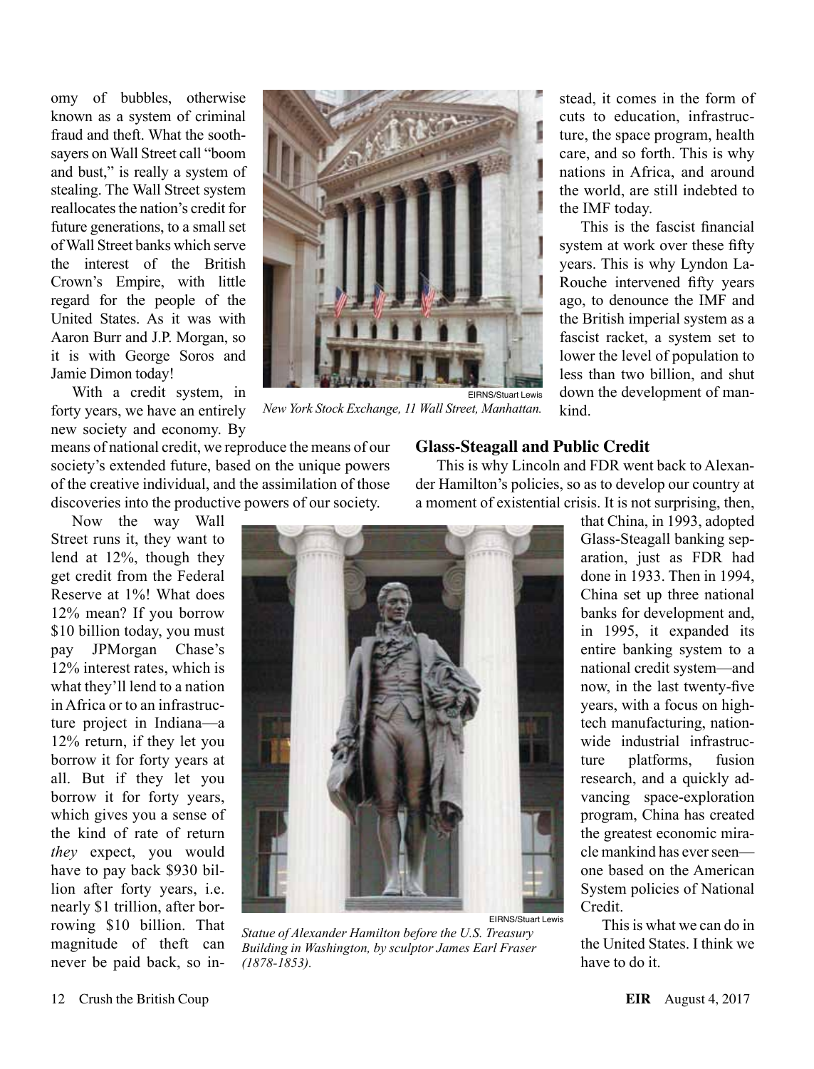omy of bubbles, otherwise known as a system of criminal fraud and theft. What the soothsayers on Wall Street call "boom and bust," is really a system of stealing. The Wall Street system reallocates the nation's credit for future generations, to a small set of Wall Street banks which serve the interest of the British Crown's Empire, with little regard for the people of the United States. As it was with Aaron Burr and J.P. Morgan, so it is with George Soros and Jamie Dimon today!

With a credit system, in forty years, we have an entirely new society and economy. By means of national credit, we reproduce the means of our society's extended future, based on the unique powers of the creative individual, and the assimilation of those discoveries into the productive powers of our society.

EIRNS/Stuart Lewis

*New York Stock Exchange, 11 Wall Street, Manhattan.*

Now the way Wall Street runs it, they want to lend at 12%, though they get credit from the Federal Reserve at 1%! What does 12% mean? If you borrow $10 billion today, you must pay JPMorgan Chase's 12% interest rates, which is what they'll lend to a nation in Africa or to an infrastructure project in Indiana—a 12% return, if they let you borrow it for forty years at all. But if they let you borrow it for forty years, which gives you a sense of the kind of rate of return *they* expect, you would have to pay back $930 billion after forty years, i.e. nearly $1 trillion, after borrowing $10 billion. That magnitude of theft can never be paid back, so instead, it comes in the form of cuts to education, infrastructure, the space program, health care, and so forth. This is why nations in Africa, and around the world, are still indebted to the IMF today.

EIRNS/Stuart Lewis

*Statue of Alexander Hamilton before the U.S. Treasury Building in Washington, by sculptor James Earl Fraser (1878-1853).*

This is the fascist financial system at work over these fifty years. This is why Lyndon LaRouche intervened fifty years ago, to denounce the IMF and the British imperial system as a fascist racket, a system set to lower the level of population to less than two billion, and shut down the development of mankind.

### Glass-Steagall and Public Credit

This is why Lincoln and FDR went back to Alexander Hamilton's policies, so as to develop our country at a moment of existential crisis. It is not surprising, then, that China, in 1993, adopted Glass-Steagall banking separation, just as FDR had done in 1933. Then in 1994, China set up three national banks for development and, in 1995, it expanded its entire banking system to a national credit system—and now, in the last twenty-five years, with a focus on high-tech manufacturing, nation-wide industrial infrastructure platforms, fusion research, and a quickly advancing space-exploration program, China has created the greatest economic miracle mankind has ever seen—one based on the American System policies of National Credit.

This is what we can do in the United States. I think we have to do it.